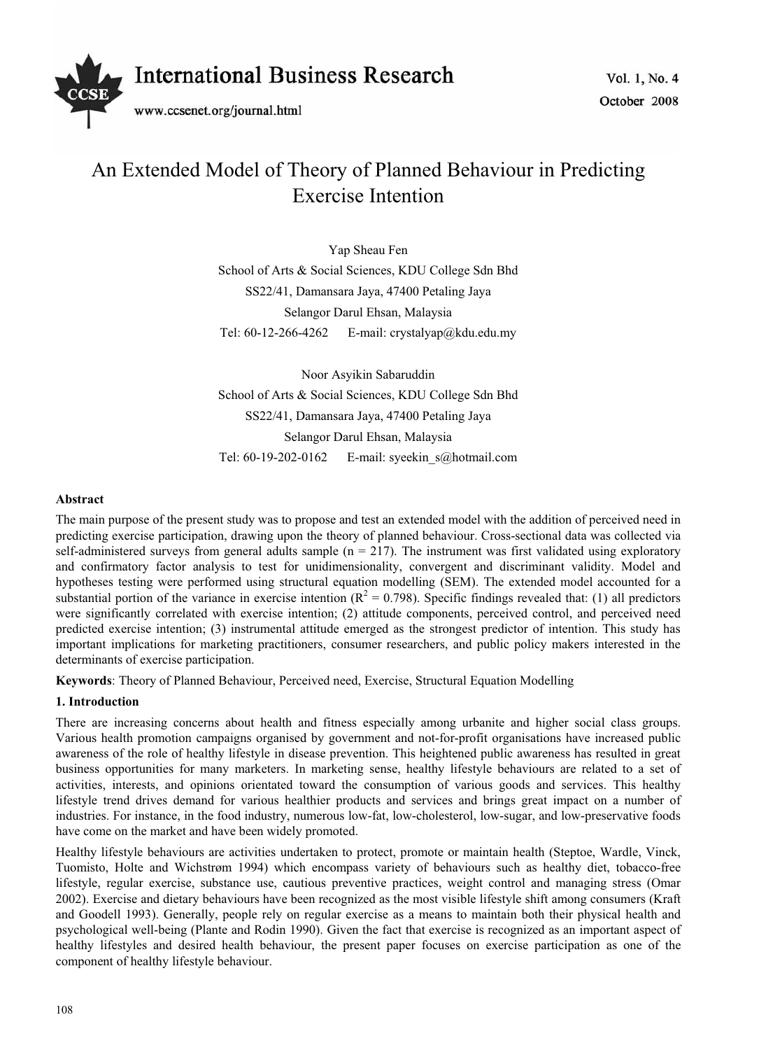# An Extended Model of Theory of Planned Behaviour in Predicting Exercise Intention

Yap Sheau Fen

School of Arts & Social Sciences, KDU College Sdn Bhd

SS22/41, Damansara Jaya, 47400 Petaling Jaya

Selangor Darul Ehsan, Malaysia

Tel: 60-12-266-4262 E-mail: crystalyap@kdu.edu.my

Noor Asyikin Sabaruddin

School of Arts & Social Sciences, KDU College Sdn Bhd

SS22/41, Damansara Jaya, 47400 Petaling Jaya

Selangor Darul Ehsan, Malaysia

Tel: 60-19-202-0162 E-mail: syeekin_s@hotmail.com

**Abstract**

The main purpose of the present study was to propose and test an extended model with the addition of perceived need in predicting exercise participation, drawing upon the theory of planned behaviour. Cross-sectional data was collected via self-administered surveys from general adults sample ($n = 217$). The instrument was first validated using exploratory and confirmatory factor analysis to test for unidimensionality, convergent and discriminant validity. Model and hypotheses testing were performed using structural equation modelling (SEM). The extended model accounted for a substantial portion of the variance in exercise intention ($R^2 = 0.798$). Specific findings revealed that: (1) all predictors were significantly correlated with exercise intention; (2) attitude components, perceived control, and perceived need predicted exercise intention; (3) instrumental attitude emerged as the strongest predictor of intention. This study has important implications for marketing practitioners, consumer researchers, and public policy makers interested in the determinants of exercise participation.

**Keywords**: Theory of Planned Behaviour, Perceived need, Exercise, Structural Equation Modelling

## 1. Introduction

There are increasing concerns about health and fitness especially among urbanite and higher social class groups. Various health promotion campaigns organised by government and not-for-profit organisations have increased public awareness of the role of healthy lifestyle in disease prevention. This heightened public awareness has resulted in great business opportunities for many marketers. In marketing sense, healthy lifestyle behaviours are related to a set of activities, interests, and opinions orientated toward the consumption of various goods and services. This healthy lifestyle trend drives demand for various healthier products and services and brings great impact on a number of industries. For instance, in the food industry, numerous low-fat, low-cholesterol, low-sugar, and low-preservative foods have come on the market and have been widely promoted.

Healthy lifestyle behaviours are activities undertaken to protect, promote or maintain health (Steptoe, Wardle, Vinck, Tuomisto, Holte and Wichstrøm 1994) which encompass variety of behaviours such as healthy diet, tobacco-free lifestyle, regular exercise, substance use, cautious preventive practices, weight control and managing stress (Omar 2002). Exercise and dietary behaviours have been recognized as the most visible lifestyle shift among consumers (Kraft and Goodell 1993). Generally, people rely on regular exercise as a means to maintain both their physical health and psychological well-being (Plante and Rodin 1990). Given the fact that exercise is recognized as an important aspect of healthy lifestyles and desired health behaviour, the present paper focuses on exercise participation as one of the component of healthy lifestyle behaviour.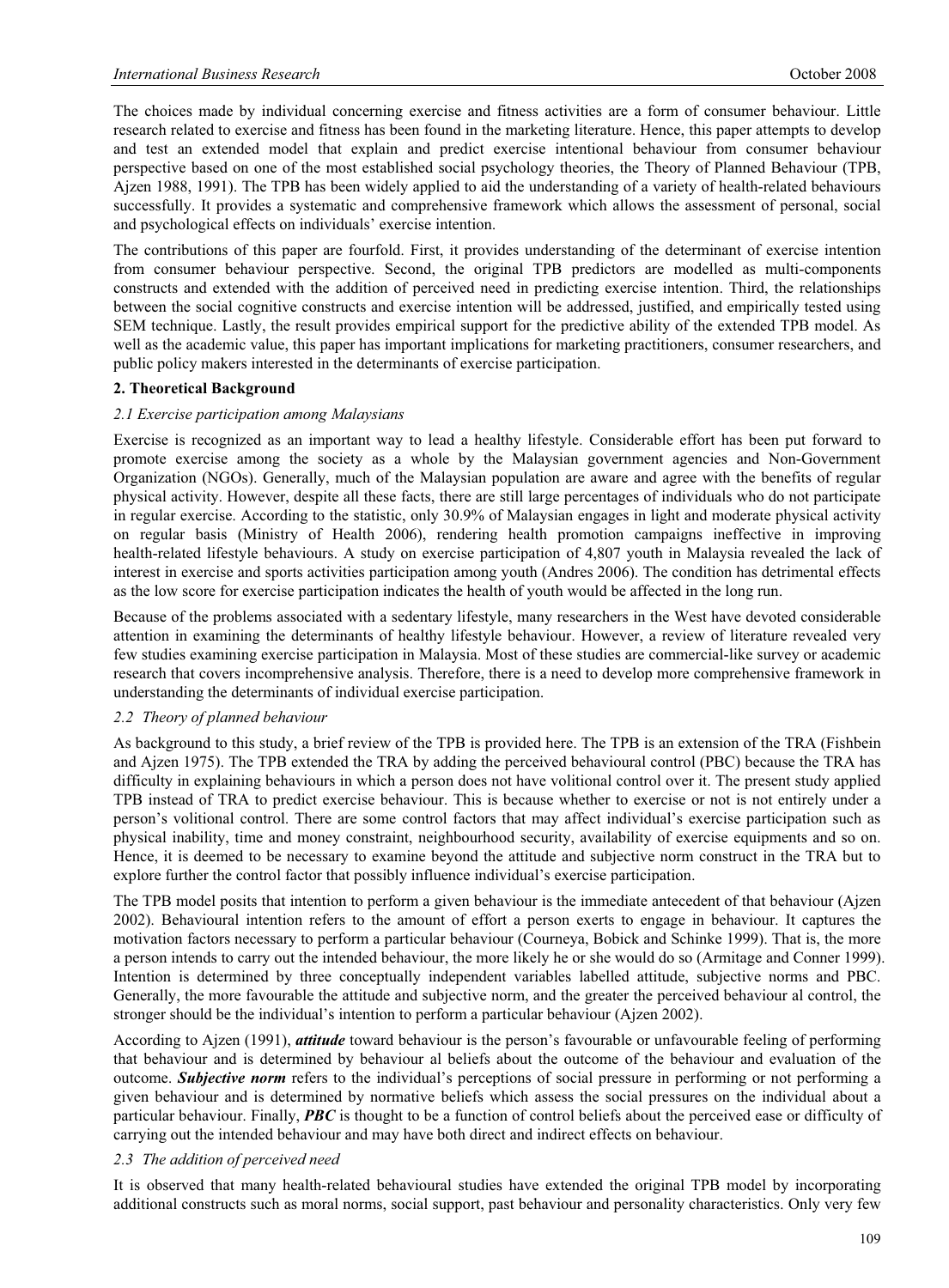The choices made by individual concerning exercise and fitness activities are a form of consumer behaviour. Little research related to exercise and fitness has been found in the marketing literature. Hence, this paper attempts to develop and test an extended model that explain and predict exercise intentional behaviour from consumer behaviour perspective based on one of the most established social psychology theories, the Theory of Planned Behaviour (TPB, Ajzen 1988, 1991). The TPB has been widely applied to aid the understanding of a variety of health-related behaviours successfully. It provides a systematic and comprehensive framework which allows the assessment of personal, social and psychological effects on individuals' exercise intention.

The contributions of this paper are fourfold. First, it provides understanding of the determinant of exercise intention from consumer behaviour perspective. Second, the original TPB predictors are modelled as multi-components constructs and extended with the addition of perceived need in predicting exercise intention. Third, the relationships between the social cognitive constructs and exercise intention will be addressed, justified, and empirically tested using SEM technique. Lastly, the result provides empirical support for the predictive ability of the extended TPB model. As well as the academic value, this paper has important implications for marketing practitioners, consumer researchers, and public policy makers interested in the determinants of exercise participation.

## 2. Theoretical Background

### *2.1 Exercise participation among Malaysians*

Exercise is recognized as an important way to lead a healthy lifestyle. Considerable effort has been put forward to promote exercise among the society as a whole by the Malaysian government agencies and Non-Government Organization (NGOs). Generally, much of the Malaysian population are aware and agree with the benefits of regular physical activity. However, despite all these facts, there are still large percentages of individuals who do not participate in regular exercise. According to the statistic, only 30.9% of Malaysian engages in light and moderate physical activity on regular basis (Ministry of Health 2006), rendering health promotion campaigns ineffective in improving health-related lifestyle behaviours. A study on exercise participation of 4,807 youth in Malaysia revealed the lack of interest in exercise and sports activities participation among youth (Andres 2006). The condition has detrimental effects as the low score for exercise participation indicates the health of youth would be affected in the long run.

Because of the problems associated with a sedentary lifestyle, many researchers in the West have devoted considerable attention in examining the determinants of healthy lifestyle behaviour. However, a review of literature revealed very few studies examining exercise participation in Malaysia. Most of these studies are commercial-like survey or academic research that covers incomprehensive analysis. Therefore, there is a need to develop more comprehensive framework in understanding the determinants of individual exercise participation.

### *2.2 Theory of planned behaviour*

As background to this study, a brief review of the TPB is provided here. The TPB is an extension of the TRA (Fishbein and Ajzen 1975). The TPB extended the TRA by adding the perceived behavioural control (PBC) because the TRA has difficulty in explaining behaviours in which a person does not have volitional control over it. The present study applied TPB instead of TRA to predict exercise behaviour. This is because whether to exercise or not is not entirely under a person's volitional control. There are some control factors that may affect individual's exercise participation such as physical inability, time and money constraint, neighbourhood security, availability of exercise equipments and so on. Hence, it is deemed to be necessary to examine beyond the attitude and subjective norm construct in the TRA but to explore further the control factor that possibly influence individual's exercise participation.

The TPB model posits that intention to perform a given behaviour is the immediate antecedent of that behaviour (Ajzen 2002). Behavioural intention refers to the amount of effort a person exerts to engage in behaviour. It captures the motivation factors necessary to perform a particular behaviour (Courneya, Bobick and Schinke 1999). That is, the more a person intends to carry out the intended behaviour, the more likely he or she would do so (Armitage and Conner 1999). Intention is determined by three conceptually independent variables labelled attitude, subjective norms and PBC. Generally, the more favourable the attitude and subjective norm, and the greater the perceived behaviour al control, the stronger should be the individual's intention to perform a particular behaviour (Ajzen 2002).

According to Ajzen (1991), ***attitude*** toward behaviour is the person's favourable or unfavourable feeling of performing that behaviour and is determined by behaviour al beliefs about the outcome of the behaviour and evaluation of the outcome. ***Subjective norm*** refers to the individual's perceptions of social pressure in performing or not performing a given behaviour and is determined by normative beliefs which assess the social pressures on the individual about a particular behaviour. Finally, ***PBC*** is thought to be a function of control beliefs about the perceived ease or difficulty of carrying out the intended behaviour and may have both direct and indirect effects on behaviour.

### *2.3 The addition of perceived need*

It is observed that many health-related behavioural studies have extended the original TPB model by incorporating additional constructs such as moral norms, social support, past behaviour and personality characteristics. Only very few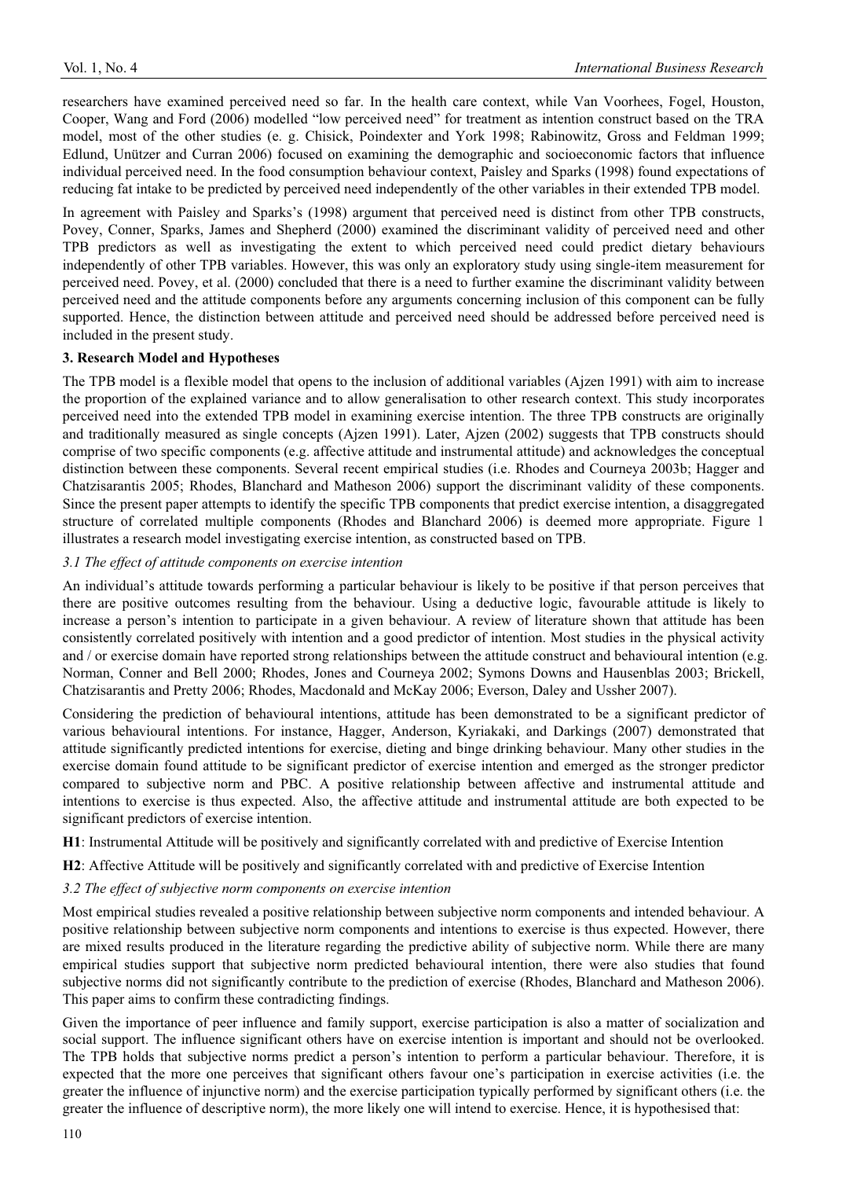researchers have examined perceived need so far. In the health care context, while Van Voorhees, Fogel, Houston, Cooper, Wang and Ford (2006) modelled "low perceived need" for treatment as intention construct based on the TRA model, most of the other studies (e. g. Chisick, Poindexter and York 1998; Rabinowitz, Gross and Feldman 1999; Edlund, Unützer and Curran 2006) focused on examining the demographic and socioeconomic factors that influence individual perceived need. In the food consumption behaviour context, Paisley and Sparks (1998) found expectations of reducing fat intake to be predicted by perceived need independently of the other variables in their extended TPB model.

In agreement with Paisley and Sparks's (1998) argument that perceived need is distinct from other TPB constructs, Povey, Conner, Sparks, James and Shepherd (2000) examined the discriminant validity of perceived need and other TPB predictors as well as investigating the extent to which perceived need could predict dietary behaviours independently of other TPB variables. However, this was only an exploratory study using single-item measurement for perceived need. Povey, et al. (2000) concluded that there is a need to further examine the discriminant validity between perceived need and the attitude components before any arguments concerning inclusion of this component can be fully supported. Hence, the distinction between attitude and perceived need should be addressed before perceived need is included in the present study.

## 3. Research Model and Hypotheses

The TPB model is a flexible model that opens to the inclusion of additional variables (Ajzen 1991) with aim to increase the proportion of the explained variance and to allow generalisation to other research context. This study incorporates perceived need into the extended TPB model in examining exercise intention. The three TPB constructs are originally and traditionally measured as single concepts (Ajzen 1991). Later, Ajzen (2002) suggests that TPB constructs should comprise of two specific components (e.g. affective attitude and instrumental attitude) and acknowledges the conceptual distinction between these components. Several recent empirical studies (i.e. Rhodes and Courneya 2003b; Hagger and Chatzisarantis 2005; Rhodes, Blanchard and Matheson 2006) support the discriminant validity of these components. Since the present paper attempts to identify the specific TPB components that predict exercise intention, a disaggregated structure of correlated multiple components (Rhodes and Blanchard 2006) is deemed more appropriate. Figure 1 illustrates a research model investigating exercise intention, as constructed based on TPB.

### *3.1 The effect of attitude components on exercise intention*

An individual's attitude towards performing a particular behaviour is likely to be positive if that person perceives that there are positive outcomes resulting from the behaviour. Using a deductive logic, favourable attitude is likely to increase a person's intention to participate in a given behaviour. A review of literature shown that attitude has been consistently correlated positively with intention and a good predictor of intention. Most studies in the physical activity and / or exercise domain have reported strong relationships between the attitude construct and behavioural intention (e.g. Norman, Conner and Bell 2000; Rhodes, Jones and Courneya 2002; Symons Downs and Hausenblas 2003; Brickell, Chatzisarantis and Pretty 2006; Rhodes, Macdonald and McKay 2006; Everson, Daley and Ussher 2007).

Considering the prediction of behavioural intentions, attitude has been demonstrated to be a significant predictor of various behavioural intentions. For instance, Hagger, Anderson, Kyriakaki, and Darkings (2007) demonstrated that attitude significantly predicted intentions for exercise, dieting and binge drinking behaviour. Many other studies in the exercise domain found attitude to be significant predictor of exercise intention and emerged as the stronger predictor compared to subjective norm and PBC. A positive relationship between affective and instrumental attitude and intentions to exercise is thus expected. Also, the affective attitude and instrumental attitude are both expected to be significant predictors of exercise intention.

**H1**: Instrumental Attitude will be positively and significantly correlated with and predictive of Exercise Intention

**H2**: Affective Attitude will be positively and significantly correlated with and predictive of Exercise Intention

### *3.2 The effect of subjective norm components on exercise intention*

Most empirical studies revealed a positive relationship between subjective norm components and intended behaviour. A positive relationship between subjective norm components and intentions to exercise is thus expected. However, there are mixed results produced in the literature regarding the predictive ability of subjective norm. While there are many empirical studies support that subjective norm predicted behavioural intention, there were also studies that found subjective norms did not significantly contribute to the prediction of exercise (Rhodes, Blanchard and Matheson 2006). This paper aims to confirm these contradicting findings.

Given the importance of peer influence and family support, exercise participation is also a matter of socialization and social support. The influence significant others have on exercise intention is important and should not be overlooked. The TPB holds that subjective norms predict a person's intention to perform a particular behaviour. Therefore, it is expected that the more one perceives that significant others favour one's participation in exercise activities (i.e. the greater the influence of injunctive norm) and the exercise participation typically performed by significant others (i.e. the greater the influence of descriptive norm), the more likely one will intend to exercise. Hence, it is hypothesised that: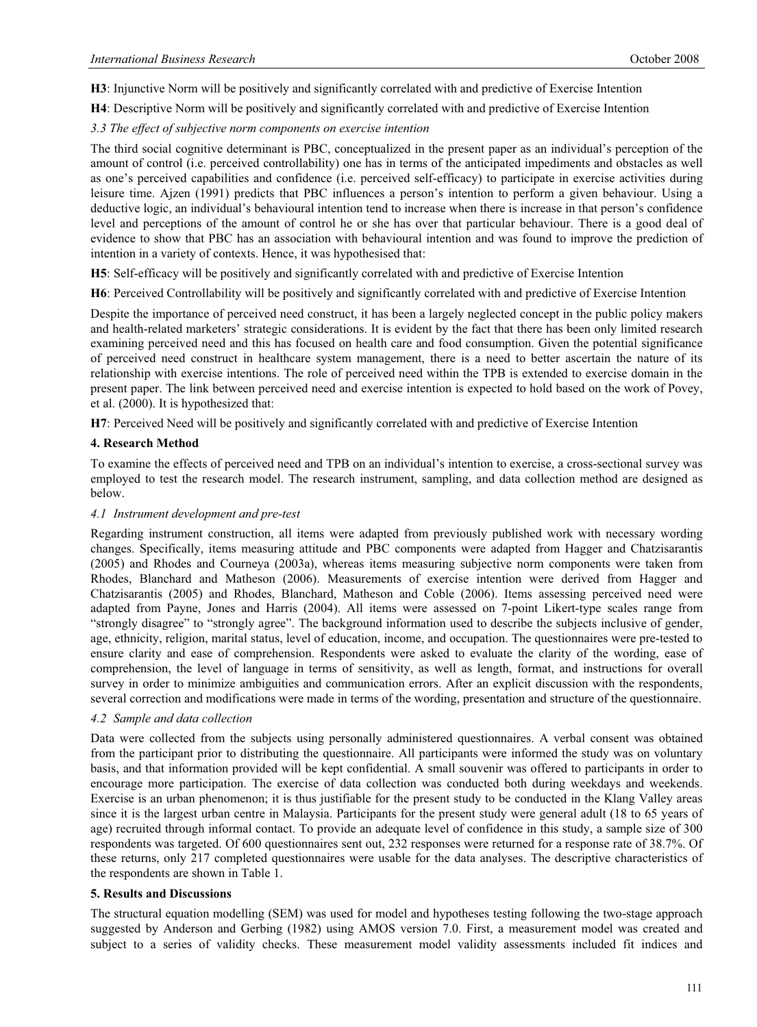**H3**: Injunctive Norm will be positively and significantly correlated with and predictive of Exercise Intention

**H4**: Descriptive Norm will be positively and significantly correlated with and predictive of Exercise Intention

### *3.3 The effect of subjective norm components on exercise intention*

The third social cognitive determinant is PBC, conceptualized in the present paper as an individual's perception of the amount of control (i.e. perceived controllability) one has in terms of the anticipated impediments and obstacles as well as one's perceived capabilities and confidence (i.e. perceived self-efficacy) to participate in exercise activities during leisure time. Ajzen (1991) predicts that PBC influences a person's intention to perform a given behaviour. Using a deductive logic, an individual's behavioural intention tend to increase when there is increase in that person's confidence level and perceptions of the amount of control he or she has over that particular behaviour. There is a good deal of evidence to show that PBC has an association with behavioural intention and was found to improve the prediction of intention in a variety of contexts. Hence, it was hypothesised that:

**H5**: Self-efficacy will be positively and significantly correlated with and predictive of Exercise Intention

**H6**: Perceived Controllability will be positively and significantly correlated with and predictive of Exercise Intention

Despite the importance of perceived need construct, it has been a largely neglected concept in the public policy makers and health-related marketers' strategic considerations. It is evident by the fact that there has been only limited research examining perceived need and this has focused on health care and food consumption. Given the potential significance of perceived need construct in healthcare system management, there is a need to better ascertain the nature of its relationship with exercise intentions. The role of perceived need within the TPB is extended to exercise domain in the present paper. The link between perceived need and exercise intention is expected to hold based on the work of Povey, et al. (2000). It is hypothesized that:

**H7**: Perceived Need will be positively and significantly correlated with and predictive of Exercise Intention

## 4. Research Method

To examine the effects of perceived need and TPB on an individual's intention to exercise, a cross-sectional survey was employed to test the research model. The research instrument, sampling, and data collection method are designed as below.

### *4.1 Instrument development and pre-test*

Regarding instrument construction, all items were adapted from previously published work with necessary wording changes. Specifically, items measuring attitude and PBC components were adapted from Hagger and Chatzisarantis (2005) and Rhodes and Courneya (2003a), whereas items measuring subjective norm components were taken from Rhodes, Blanchard and Matheson (2006). Measurements of exercise intention were derived from Hagger and Chatzisarantis (2005) and Rhodes, Blanchard, Matheson and Coble (2006). Items assessing perceived need were adapted from Payne, Jones and Harris (2004). All items were assessed on 7-point Likert-type scales range from "strongly disagree" to "strongly agree". The background information used to describe the subjects inclusive of gender, age, ethnicity, religion, marital status, level of education, income, and occupation. The questionnaires were pre-tested to ensure clarity and ease of comprehension. Respondents were asked to evaluate the clarity of the wording, ease of comprehension, the level of language in terms of sensitivity, as well as length, format, and instructions for overall survey in order to minimize ambiguities and communication errors. After an explicit discussion with the respondents, several correction and modifications were made in terms of the wording, presentation and structure of the questionnaire.

### *4.2 Sample and data collection*

Data were collected from the subjects using personally administered questionnaires. A verbal consent was obtained from the participant prior to distributing the questionnaire. All participants were informed the study was on voluntary basis, and that information provided will be kept confidential. A small souvenir was offered to participants in order to encourage more participation. The exercise of data collection was conducted both during weekdays and weekends. Exercise is an urban phenomenon; it is thus justifiable for the present study to be conducted in the Klang Valley areas since it is the largest urban centre in Malaysia. Participants for the present study were general adult (18 to 65 years of age) recruited through informal contact. To provide an adequate level of confidence in this study, a sample size of 300 respondents was targeted. Of 600 questionnaires sent out, 232 responses were returned for a response rate of 38.7%. Of these returns, only 217 completed questionnaires were usable for the data analyses. The descriptive characteristics of the respondents are shown in Table 1.

## 5. Results and Discussions

The structural equation modelling (SEM) was used for model and hypotheses testing following the two-stage approach suggested by Anderson and Gerbing (1982) using AMOS version 7.0. First, a measurement model was created and subject to a series of validity checks. These measurement model validity assessments included fit indices and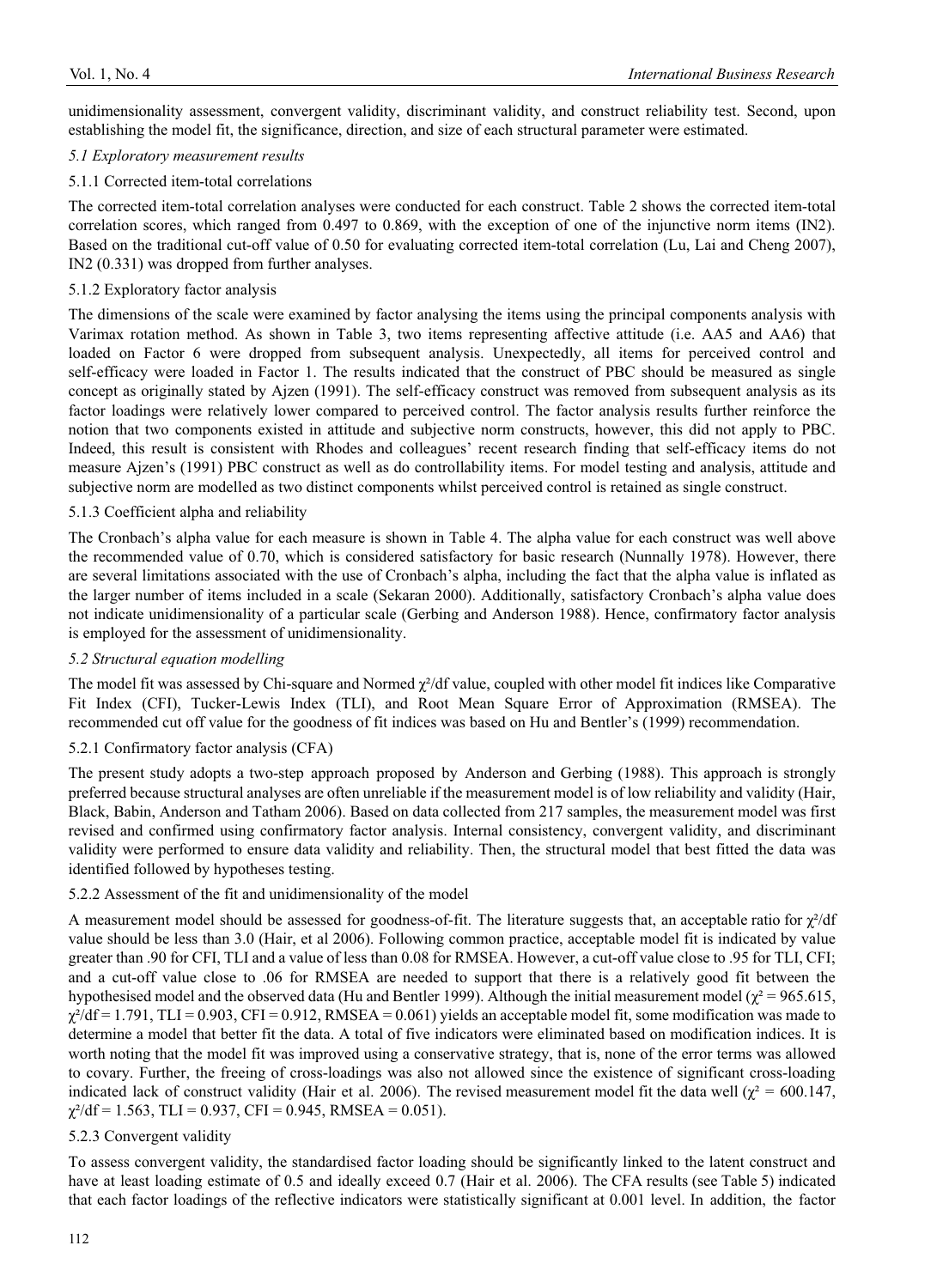unidimensionality assessment, convergent validity, discriminant validity, and construct reliability test. Second, upon establishing the model fit, the significance, direction, and size of each structural parameter were estimated.

### *5.1 Exploratory measurement results*

#### 5.1.1 Corrected item-total correlations

The corrected item-total correlation analyses were conducted for each construct. Table 2 shows the corrected item-total correlation scores, which ranged from 0.497 to 0.869, with the exception of one of the injunctive norm items (IN2). Based on the traditional cut-off value of 0.50 for evaluating corrected item-total correlation (Lu, Lai and Cheng 2007), IN2 (0.331) was dropped from further analyses.

#### 5.1.2 Exploratory factor analysis

The dimensions of the scale were examined by factor analysing the items using the principal components analysis with Varimax rotation method. As shown in Table 3, two items representing affective attitude (i.e. AA5 and AA6) that loaded on Factor 6 were dropped from subsequent analysis. Unexpectedly, all items for perceived control and self-efficacy were loaded in Factor 1. The results indicated that the construct of PBC should be measured as single concept as originally stated by Ajzen (1991). The self-efficacy construct was removed from subsequent analysis as its factor loadings were relatively lower compared to perceived control. The factor analysis results further reinforce the notion that two components existed in attitude and subjective norm constructs, however, this did not apply to PBC. Indeed, this result is consistent with Rhodes and colleagues' recent research finding that self-efficacy items do not measure Ajzen's (1991) PBC construct as well as do controllability items. For model testing and analysis, attitude and subjective norm are modelled as two distinct components whilst perceived control is retained as single construct.

#### 5.1.3 Coefficient alpha and reliability

The Cronbach's alpha value for each measure is shown in Table 4. The alpha value for each construct was well above the recommended value of 0.70, which is considered satisfactory for basic research (Nunnally 1978). However, there are several limitations associated with the use of Cronbach's alpha, including the fact that the alpha value is inflated as the larger number of items included in a scale (Sekaran 2000). Additionally, satisfactory Cronbach's alpha value does not indicate unidimensionality of a particular scale (Gerbing and Anderson 1988). Hence, confirmatory factor analysis is employed for the assessment of unidimensionality.

### *5.2 Structural equation modelling*

The model fit was assessed by Chi-square and Normed $\chi^2$/df value, coupled with other model fit indices like Comparative Fit Index (CFI), Tucker-Lewis Index (TLI), and Root Mean Square Error of Approximation (RMSEA). The recommended cut off value for the goodness of fit indices was based on Hu and Bentler's (1999) recommendation.

#### 5.2.1 Confirmatory factor analysis (CFA)

The present study adopts a two-step approach proposed by Anderson and Gerbing (1988). This approach is strongly preferred because structural analyses are often unreliable if the measurement model is of low reliability and validity (Hair, Black, Babin, Anderson and Tatham 2006). Based on data collected from 217 samples, the measurement model was first revised and confirmed using confirmatory factor analysis. Internal consistency, convergent validity, and discriminant validity were performed to ensure data validity and reliability. Then, the structural model that best fitted the data was identified followed by hypotheses testing.

#### 5.2.2 Assessment of the fit and unidimensionality of the model

A measurement model should be assessed for goodness-of-fit. The literature suggests that, an acceptable ratio for $\chi^2$/df value should be less than 3.0 (Hair, et al 2006). Following common practice, acceptable model fit is indicated by value greater than .90 for CFI, TLI and a value of less than 0.08 for RMSEA. However, a cut-off value close to .95 for TLI, CFI; and a cut-off value close to .06 for RMSEA are needed to support that there is a relatively good fit between the hypothesised model and the observed data (Hu and Bentler 1999). Although the initial measurement model ($\chi^2$ = 965.615, $\chi^2$/df = 1.791, TLI = 0.903, CFI = 0.912, RMSEA = 0.061) yields an acceptable model fit, some modification was made to determine a model that better fit the data. A total of five indicators were eliminated based on modification indices. It is worth noting that the model fit was improved using a conservative strategy, that is, none of the error terms was allowed to covary. Further, the freeing of cross-loadings was also not allowed since the existence of significant cross-loading indicated lack of construct validity (Hair et al. 2006). The revised measurement model fit the data well ($\chi^2$ = 600.147, $\chi^2$/df = 1.563, TLI = 0.937, CFI = 0.945, RMSEA = 0.051).

#### 5.2.3 Convergent validity

To assess convergent validity, the standardised factor loading should be significantly linked to the latent construct and have at least loading estimate of 0.5 and ideally exceed 0.7 (Hair et al. 2006). The CFA results (see Table 5) indicated that each factor loadings of the reflective indicators were statistically significant at 0.001 level. In addition, the factor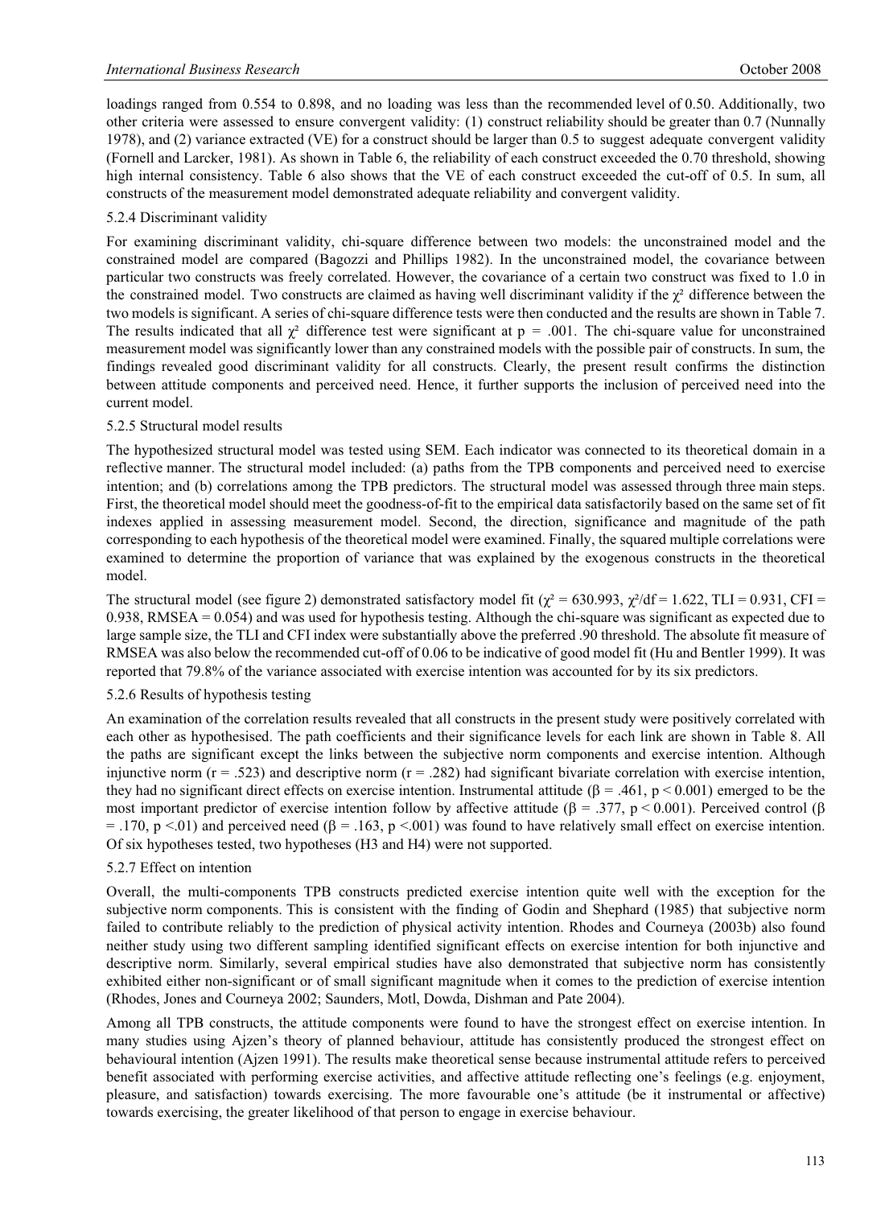loadings ranged from 0.554 to 0.898, and no loading was less than the recommended level of 0.50. Additionally, two other criteria were assessed to ensure convergent validity: (1) construct reliability should be greater than 0.7 (Nunnally 1978), and (2) variance extracted (VE) for a construct should be larger than 0.5 to suggest adequate convergent validity (Fornell and Larcker, 1981). As shown in Table 6, the reliability of each construct exceeded the 0.70 threshold, showing high internal consistency. Table 6 also shows that the VE of each construct exceeded the cut-off of 0.5. In sum, all constructs of the measurement model demonstrated adequate reliability and convergent validity.

### 5.2.4 Discriminant validity

For examining discriminant validity, chi-square difference between two models: the unconstrained model and the constrained model are compared (Bagozzi and Phillips 1982). In the unconstrained model, the covariance between particular two constructs was freely correlated. However, the covariance of a certain two construct was fixed to 1.0 in the constrained model. Two constructs are claimed as having well discriminant validity if the $\chi^2$ difference between the two models is significant. A series of chi-square difference tests were then conducted and the results are shown in Table 7. The results indicated that all $\chi^2$ difference test were significant at $p = .001$. The chi-square value for unconstrained measurement model was significantly lower than any constrained models with the possible pair of constructs. In sum, the findings revealed good discriminant validity for all constructs. Clearly, the present result confirms the distinction between attitude components and perceived need. Hence, it further supports the inclusion of perceived need into the current model.

### 5.2.5 Structural model results

The hypothesized structural model was tested using SEM. Each indicator was connected to its theoretical domain in a reflective manner. The structural model included: (a) paths from the TPB components and perceived need to exercise intention; and (b) correlations among the TPB predictors. The structural model was assessed through three main steps. First, the theoretical model should meet the goodness-of-fit to the empirical data satisfactorily based on the same set of fit indexes applied in assessing measurement model. Second, the direction, significance and magnitude of the path corresponding to each hypothesis of the theoretical model were examined. Finally, the squared multiple correlations were examined to determine the proportion of variance that was explained by the exogenous constructs in the theoretical model.

The structural model (see figure 2) demonstrated satisfactory model fit ($\chi^2 = 630.993$, $\chi^2/df = 1.622$, TLI = 0.931, CFI = 0.938, RMSEA = 0.054) and was used for hypothesis testing. Although the chi-square was significant as expected due to large sample size, the TLI and CFI index were substantially above the preferred .90 threshold. The absolute fit measure of RMSEA was also below the recommended cut-off of 0.06 to be indicative of good model fit (Hu and Bentler 1999). It was reported that 79.8% of the variance associated with exercise intention was accounted for by its six predictors.

### 5.2.6 Results of hypothesis testing

An examination of the correlation results revealed that all constructs in the present study were positively correlated with each other as hypothesised. The path coefficients and their significance levels for each link are shown in Table 8. All the paths are significant except the links between the subjective norm components and exercise intention. Although injunctive norm ($r = .523$) and descriptive norm ($r = .282$) had significant bivariate correlation with exercise intention, they had no significant direct effects on exercise intention. Instrumental attitude ($\beta = .461$, $p < 0.001$) emerged to be the most important predictor of exercise intention follow by affective attitude ($\beta = .377$, $p < 0.001$). Perceived control ($\beta = .170$, $p < .01$) and perceived need ($\beta = .163$, $p < .001$) was found to have relatively small effect on exercise intention. Of six hypotheses tested, two hypotheses (H3 and H4) were not supported.

### 5.2.7 Effect on intention

Overall, the multi-components TPB constructs predicted exercise intention quite well with the exception for the subjective norm components. This is consistent with the finding of Godin and Shephard (1985) that subjective norm failed to contribute reliably to the prediction of physical activity intention. Rhodes and Courneya (2003b) also found neither study using two different sampling identified significant effects on exercise intention for both injunctive and descriptive norm. Similarly, several empirical studies have also demonstrated that subjective norm has consistently exhibited either non-significant or of small significant magnitude when it comes to the prediction of exercise intention (Rhodes, Jones and Courneya 2002; Saunders, Motl, Dowda, Dishman and Pate 2004).

Among all TPB constructs, the attitude components were found to have the strongest effect on exercise intention. In many studies using Ajzen's theory of planned behaviour, attitude has consistently produced the strongest effect on behavioural intention (Ajzen 1991). The results make theoretical sense because instrumental attitude refers to perceived benefit associated with performing exercise activities, and affective attitude reflecting one's feelings (e.g. enjoyment, pleasure, and satisfaction) towards exercising. The more favourable one's attitude (be it instrumental or affective) towards exercising, the greater likelihood of that person to engage in exercise behaviour.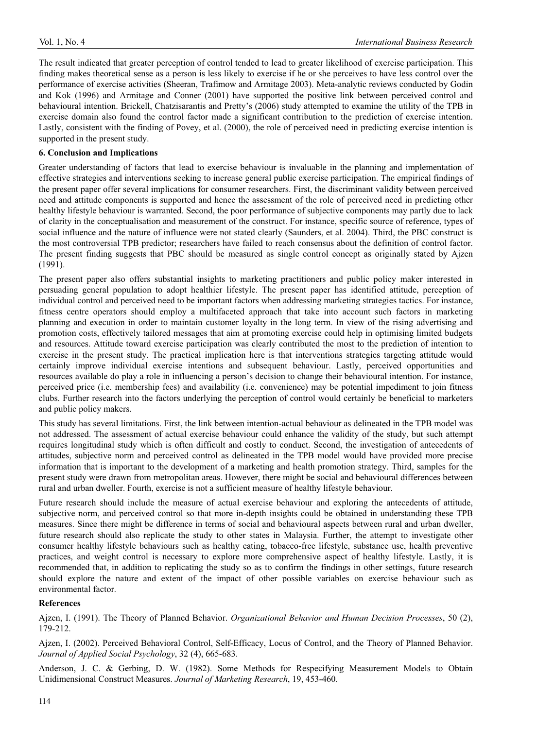The result indicated that greater perception of control tended to lead to greater likelihood of exercise participation. This finding makes theoretical sense as a person is less likely to exercise if he or she perceives to have less control over the performance of exercise activities (Sheeran, Trafimow and Armitage 2003). Meta-analytic reviews conducted by Godin and Kok (1996) and Armitage and Conner (2001) have supported the positive link between perceived control and behavioural intention. Brickell, Chatzisarantis and Pretty's (2006) study attempted to examine the utility of the TPB in exercise domain also found the control factor made a significant contribution to the prediction of exercise intention. Lastly, consistent with the finding of Povey, et al. (2000), the role of perceived need in predicting exercise intention is supported in the present study.

## 6. Conclusion and Implications

Greater understanding of factors that lead to exercise behaviour is invaluable in the planning and implementation of effective strategies and interventions seeking to increase general public exercise participation. The empirical findings of the present paper offer several implications for consumer researchers. First, the discriminant validity between perceived need and attitude components is supported and hence the assessment of the role of perceived need in predicting other healthy lifestyle behaviour is warranted. Second, the poor performance of subjective components may partly due to lack of clarity in the conceptualisation and measurement of the construct. For instance, specific source of reference, types of social influence and the nature of influence were not stated clearly (Saunders, et al. 2004). Third, the PBC construct is the most controversial TPB predictor; researchers have failed to reach consensus about the definition of control factor. The present finding suggests that PBC should be measured as single control concept as originally stated by Ajzen (1991).

The present paper also offers substantial insights to marketing practitioners and public policy maker interested in persuading general population to adopt healthier lifestyle. The present paper has identified attitude, perception of individual control and perceived need to be important factors when addressing marketing strategies tactics. For instance, fitness centre operators should employ a multifaceted approach that take into account such factors in marketing planning and execution in order to maintain customer loyalty in the long term. In view of the rising advertising and promotion costs, effectively tailored messages that aim at promoting exercise could help in optimising limited budgets and resources. Attitude toward exercise participation was clearly contributed the most to the prediction of intention to exercise in the present study. The practical implication here is that interventions strategies targeting attitude would certainly improve individual exercise intentions and subsequent behaviour. Lastly, perceived opportunities and resources available do play a role in influencing a person's decision to change their behavioural intention. For instance, perceived price (i.e. membership fees) and availability (i.e. convenience) may be potential impediment to join fitness clubs. Further research into the factors underlying the perception of control would certainly be beneficial to marketers and public policy makers.

This study has several limitations. First, the link between intention-actual behaviour as delineated in the TPB model was not addressed. The assessment of actual exercise behaviour could enhance the validity of the study, but such attempt requires longitudinal study which is often difficult and costly to conduct. Second, the investigation of antecedents of attitudes, subjective norm and perceived control as delineated in the TPB model would have provided more precise information that is important to the development of a marketing and health promotion strategy. Third, samples for the present study were drawn from metropolitan areas. However, there might be social and behavioural differences between rural and urban dweller. Fourth, exercise is not a sufficient measure of healthy lifestyle behaviour.

Future research should include the measure of actual exercise behaviour and exploring the antecedents of attitude, subjective norm, and perceived control so that more in-depth insights could be obtained in understanding these TPB measures. Since there might be difference in terms of social and behavioural aspects between rural and urban dweller, future research should also replicate the study to other states in Malaysia. Further, the attempt to investigate other consumer healthy lifestyle behaviours such as healthy eating, tobacco-free lifestyle, substance use, health preventive practices, and weight control is necessary to explore more comprehensive aspect of healthy lifestyle. Lastly, it is recommended that, in addition to replicating the study so as to confirm the findings in other settings, future research should explore the nature and extent of the impact of other possible variables on exercise behaviour such as environmental factor.

## References

Ajzen, I. (1991). The Theory of Planned Behavior. *Organizational Behavior and Human Decision Processes*, 50 (2), 179-212.

Ajzen, I. (2002). Perceived Behavioral Control, Self-Efficacy, Locus of Control, and the Theory of Planned Behavior. *Journal of Applied Social Psychology*, 32 (4), 665-683.

Anderson, J. C. & Gerbing, D. W. (1982). Some Methods for Respecifying Measurement Models to Obtain Unidimensional Construct Measures. *Journal of Marketing Research*, 19, 453-460.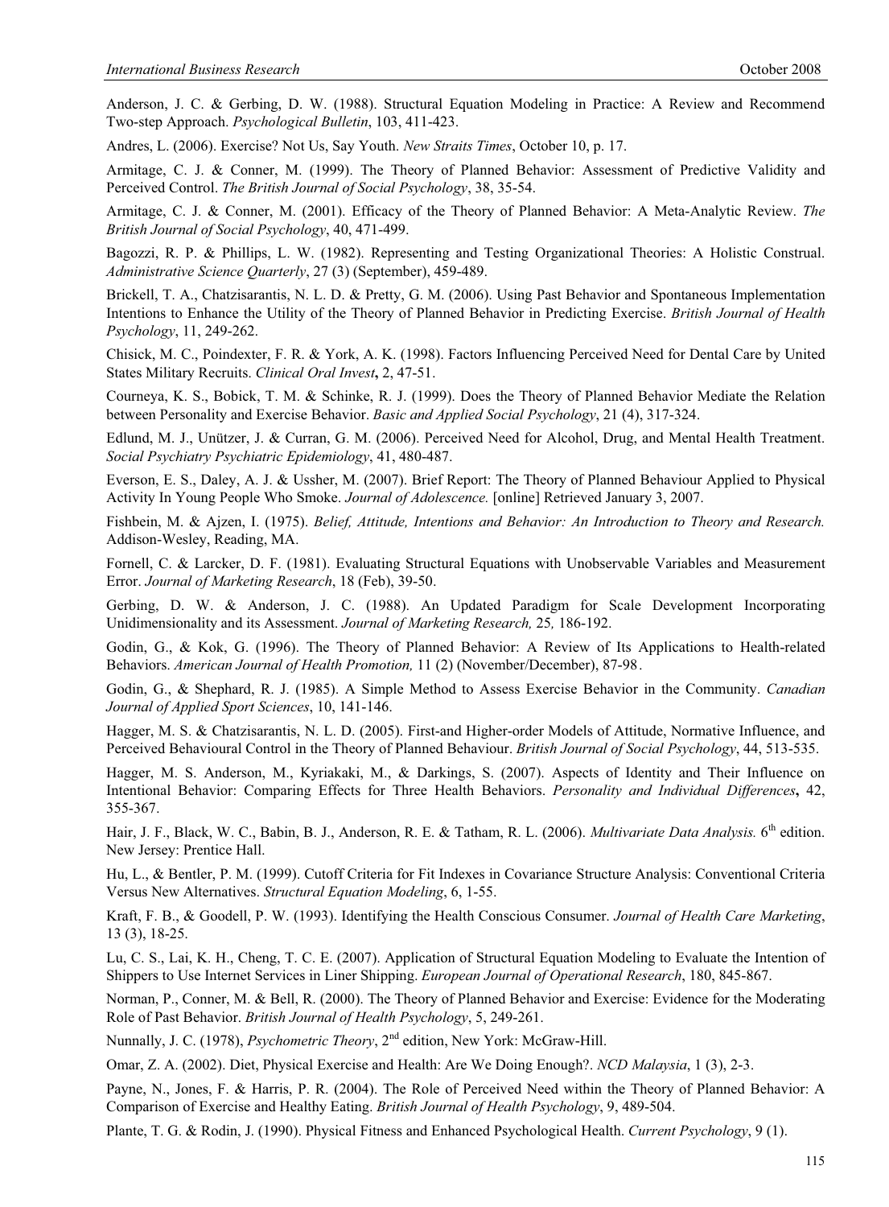Anderson, J. C. & Gerbing, D. W. (1988). Structural Equation Modeling in Practice: A Review and Recommend Two-step Approach. *Psychological Bulletin*, 103, 411-423.

Andres, L. (2006). Exercise? Not Us, Say Youth. *New Straits Times*, October 10, p. 17.

Armitage, C. J. & Conner, M. (1999). The Theory of Planned Behavior: Assessment of Predictive Validity and Perceived Control. *The British Journal of Social Psychology*, 38, 35-54.

Armitage, C. J. & Conner, M. (2001). Efficacy of the Theory of Planned Behavior: A Meta-Analytic Review. *The British Journal of Social Psychology*, 40, 471-499.

Bagozzi, R. P. & Phillips, L. W. (1982). Representing and Testing Organizational Theories: A Holistic Construal. *Administrative Science Quarterly*, 27 (3) (September), 459-489.

Brickell, T. A., Chatzisarantis, N. L. D. & Pretty, G. M. (2006). Using Past Behavior and Spontaneous Implementation Intentions to Enhance the Utility of the Theory of Planned Behavior in Predicting Exercise. *British Journal of Health Psychology*, 11, 249-262.

Chisick, M. C., Poindexter, F. R. & York, A. K. (1998). Factors Influencing Perceived Need for Dental Care by United States Military Recruits. *Clinical Oral Invest***,** 2, 47-51.

Courneya, K. S., Bobick, T. M. & Schinke, R. J. (1999). Does the Theory of Planned Behavior Mediate the Relation between Personality and Exercise Behavior. *Basic and Applied Social Psychology*, 21 (4), 317-324.

Edlund, M. J., Unützer, J. & Curran, G. M. (2006). Perceived Need for Alcohol, Drug, and Mental Health Treatment. *Social Psychiatry Psychiatric Epidemiology*, 41, 480-487.

Everson, E. S., Daley, A. J. & Ussher, M. (2007). Brief Report: The Theory of Planned Behaviour Applied to Physical Activity In Young People Who Smoke. *Journal of Adolescence.* [online] Retrieved January 3, 2007.

Fishbein, M. & Ajzen, I. (1975). *Belief, Attitude, Intentions and Behavior: An Introduction to Theory and Research.* Addison-Wesley, Reading, MA.

Fornell, C. & Larcker, D. F. (1981). Evaluating Structural Equations with Unobservable Variables and Measurement Error. *Journal of Marketing Research*, 18 (Feb), 39-50.

Gerbing, D. W. & Anderson, J. C. (1988). An Updated Paradigm for Scale Development Incorporating Unidimensionality and its Assessment. *Journal of Marketing Research,* 25*,* 186-192.

Godin, G., & Kok, G. (1996). The Theory of Planned Behavior: A Review of Its Applications to Health-related Behaviors. *American Journal of Health Promotion,* 11 (2) (November/December), 87-98.

Godin, G., & Shephard, R. J. (1985). A Simple Method to Assess Exercise Behavior in the Community. *Canadian Journal of Applied Sport Sciences*, 10, 141-146.

Hagger, M. S. & Chatzisarantis, N. L. D. (2005). First-and Higher-order Models of Attitude, Normative Influence, and Perceived Behavioural Control in the Theory of Planned Behaviour. *British Journal of Social Psychology*, 44, 513-535.

Hagger, M. S. Anderson, M., Kyriakaki, M., & Darkings, S. (2007). Aspects of Identity and Their Influence on Intentional Behavior: Comparing Effects for Three Health Behaviors. *Personality and Individual Differences***,** 42, 355-367.

Hair, J. F., Black, W. C., Babin, B. J., Anderson, R. E. & Tatham, R. L. (2006). *Multivariate Data Analysis.* 6th edition. New Jersey: Prentice Hall.

Hu, L., & Bentler, P. M. (1999). Cutoff Criteria for Fit Indexes in Covariance Structure Analysis: Conventional Criteria Versus New Alternatives. *Structural Equation Modeling*, 6, 1-55.

Kraft, F. B., & Goodell, P. W. (1993). Identifying the Health Conscious Consumer. *Journal of Health Care Marketing*, 13 (3), 18-25.

Lu, C. S., Lai, K. H., Cheng, T. C. E. (2007). Application of Structural Equation Modeling to Evaluate the Intention of Shippers to Use Internet Services in Liner Shipping. *European Journal of Operational Research*, 180, 845-867.

Norman, P., Conner, M. & Bell, R. (2000). The Theory of Planned Behavior and Exercise: Evidence for the Moderating Role of Past Behavior. *British Journal of Health Psychology*, 5, 249-261.

Nunnally, J. C. (1978), *Psychometric Theory*, 2nd edition, New York: McGraw-Hill.

Omar, Z. A. (2002). Diet, Physical Exercise and Health: Are We Doing Enough?. *NCD Malaysia*, 1 (3), 2-3.

Payne, N., Jones, F. & Harris, P. R. (2004). The Role of Perceived Need within the Theory of Planned Behavior: A Comparison of Exercise and Healthy Eating. *British Journal of Health Psychology*, 9, 489-504.

Plante, T. G. & Rodin, J. (1990). Physical Fitness and Enhanced Psychological Health. *Current Psychology*, 9 (1).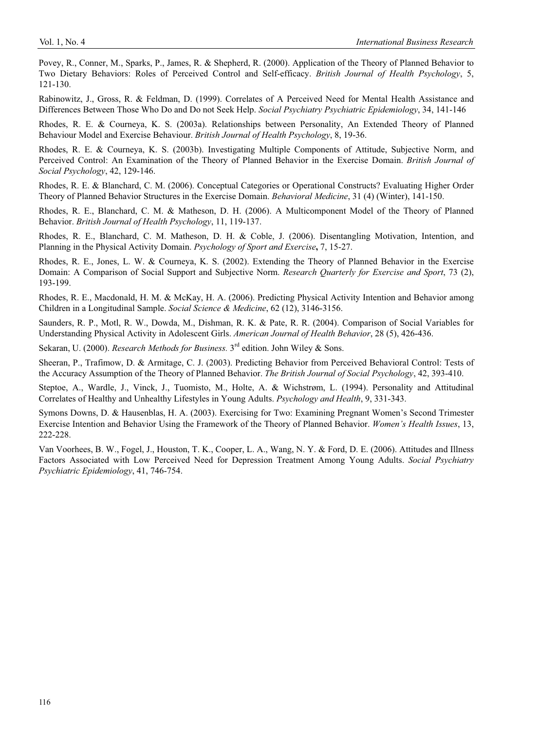Povey, R., Conner, M., Sparks, P., James, R. & Shepherd, R. (2000). Application of the Theory of Planned Behavior to Two Dietary Behaviors: Roles of Perceived Control and Self-efficacy. *British Journal of Health Psychology*, 5, 121-130.

Rabinowitz, J., Gross, R. & Feldman, D. (1999). Correlates of A Perceived Need for Mental Health Assistance and Differences Between Those Who Do and Do not Seek Help. *Social Psychiatry Psychiatric Epidemiology*, 34, 141-146

Rhodes, R. E. & Courneya, K. S. (2003a). Relationships between Personality, An Extended Theory of Planned Behaviour Model and Exercise Behaviour. *British Journal of Health Psychology*, 8, 19-36.

Rhodes, R. E. & Courneya, K. S. (2003b). Investigating Multiple Components of Attitude, Subjective Norm, and Perceived Control: An Examination of the Theory of Planned Behavior in the Exercise Domain. *British Journal of Social Psychology*, 42, 129-146.

Rhodes, R. E. & Blanchard, C. M. (2006). Conceptual Categories or Operational Constructs? Evaluating Higher Order Theory of Planned Behavior Structures in the Exercise Domain. *Behavioral Medicine*, 31 (4) (Winter), 141-150.

Rhodes, R. E., Blanchard, C. M. & Matheson, D. H. (2006). A Multicomponent Model of the Theory of Planned Behavior. *British Journal of Health Psychology*, 11, 119-137.

Rhodes, R. E., Blanchard, C. M. Matheson, D. H. & Coble, J. (2006). Disentangling Motivation, Intention, and Planning in the Physical Activity Domain. *Psychology of Sport and Exercise*, 7, 15-27.

Rhodes, R. E., Jones, L. W. & Courneya, K. S. (2002). Extending the Theory of Planned Behavior in the Exercise Domain: A Comparison of Social Support and Subjective Norm. *Research Quarterly for Exercise and Sport*, 73 (2), 193-199.

Rhodes, R. E., Macdonald, H. M. & McKay, H. A. (2006). Predicting Physical Activity Intention and Behavior among Children in a Longitudinal Sample. *Social Science & Medicine*, 62 (12), 3146-3156.

Saunders, R. P., Motl, R. W., Dowda, M., Dishman, R. K. & Pate, R. R. (2004). Comparison of Social Variables for Understanding Physical Activity in Adolescent Girls. *American Journal of Health Behavior*, 28 (5), 426-436.

Sekaran, U. (2000). *Research Methods for Business.* 3rd edition. John Wiley & Sons.

Sheeran, P., Trafimow, D. & Armitage, C. J. (2003). Predicting Behavior from Perceived Behavioral Control: Tests of the Accuracy Assumption of the Theory of Planned Behavior. *The British Journal of Social Psychology*, 42, 393-410.

Steptoe, A., Wardle, J., Vinck, J., Tuomisto, M., Holte, A. & Wichstrøm, L. (1994). Personality and Attitudinal Correlates of Healthy and Unhealthy Lifestyles in Young Adults. *Psychology and Health*, 9, 331-343.

Symons Downs, D. & Hausenblas, H. A. (2003). Exercising for Two: Examining Pregnant Women's Second Trimester Exercise Intention and Behavior Using the Framework of the Theory of Planned Behavior. *Women's Health Issues*, 13, 222-228.

Van Voorhees, B. W., Fogel, J., Houston, T. K., Cooper, L. A., Wang, N. Y. & Ford, D. E. (2006). Attitudes and Illness Factors Associated with Low Perceived Need for Depression Treatment Among Young Adults. *Social Psychiatry Psychiatric Epidemiology*, 41, 746-754.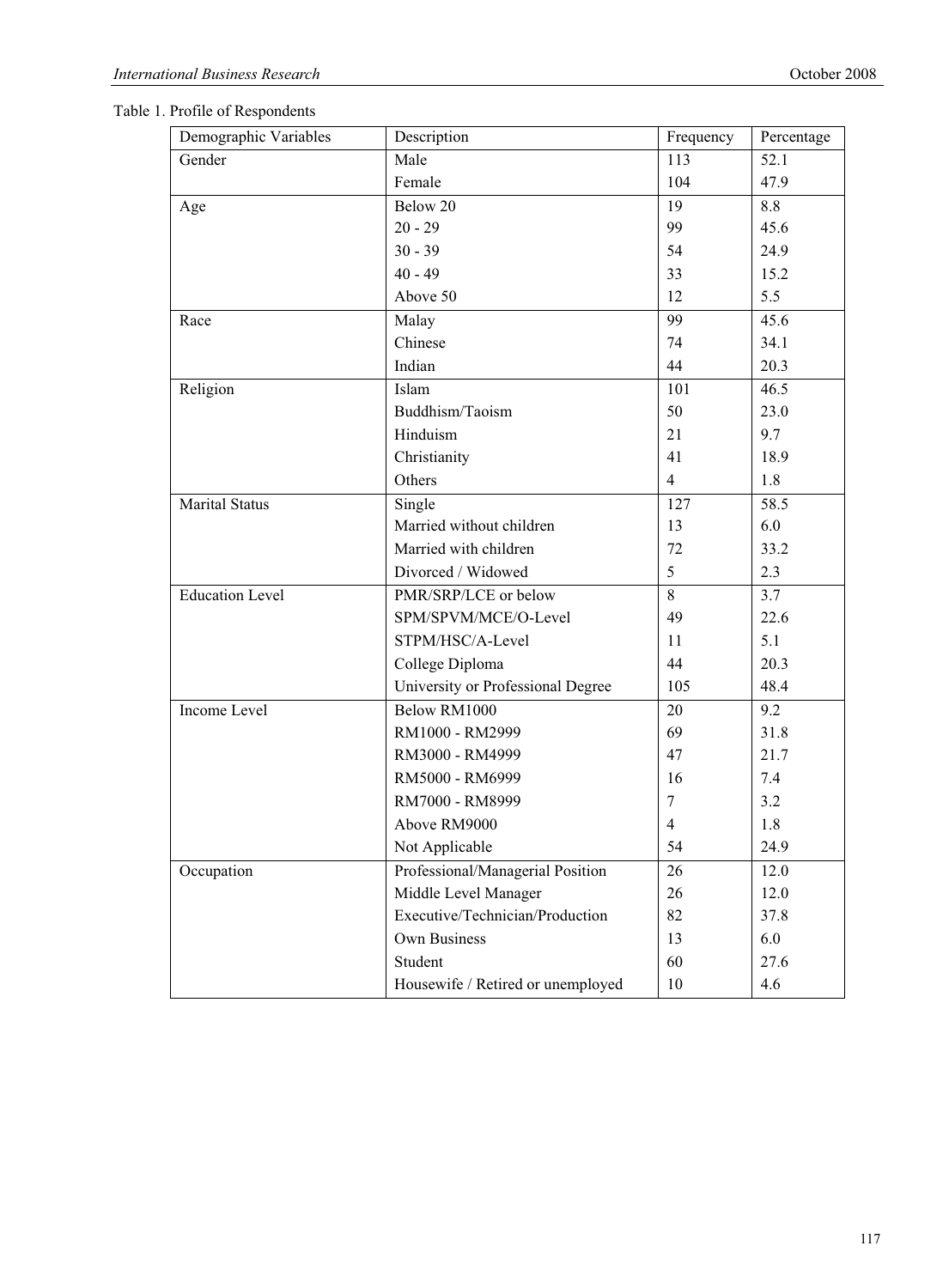Table 1. Profile of Respondents

| Demographic Variables | Description | Frequency | Percentage |
|---|---|---|---|
| Gender | Male | 113 | 52.1 |
| | Female | 104 | 47.9 |
| Age | Below 20 | 19 | 8.8 |
| | 20 - 29 | 99 | 45.6 |
| | 30 - 39 | 54 | 24.9 |
| | 40 - 49 | 33 | 15.2 |
| | Above 50 | 12 | 5.5 |
| Race | Malay | 99 | 45.6 |
| | Chinese | 74 | 34.1 |
| | Indian | 44 | 20.3 |
| Religion | Islam | 101 | 46.5 |
| | Buddhism/Taoism | 50 | 23.0 |
| | Hinduism | 21 | 9.7 |
| | Christianity | 41 | 18.9 |
| | Others | 4 | 1.8 |
| Marital Status | Single | 127 | 58.5 |
| | Married without children | 13 | 6.0 |
| | Married with children | 72 | 33.2 |
| | Divorced / Widowed | 5 | 2.3 |
| Education Level | PMR/SRP/LCE or below | 8 | 3.7 |
| | SPM/SPVM/MCE/O-Level | 49 | 22.6 |
| | STPM/HSC/A-Level | 11 | 5.1 |
| | College Diploma | 44 | 20.3 |
| | University or Professional Degree | 105 | 48.4 |
| Income Level | Below RM1000 | 20 | 9.2 |
| | RM1000 - RM2999 | 69 | 31.8 |
| | RM3000 - RM4999 | 47 | 21.7 |
| | RM5000 - RM6999 | 16 | 7.4 |
| | RM7000 - RM8999 | 7 | 3.2 |
| | Above RM9000 | 4 | 1.8 |
| | Not Applicable | 54 | 24.9 |
| Occupation | Professional/Managerial Position | 26 | 12.0 |
| | Middle Level Manager | 26 | 12.0 |
| | Executive/Technician/Production | 82 | 37.8 |
| | Own Business | 13 | 6.0 |
| | Student | 60 | 27.6 |
| | Housewife / Retired or unemployed | 10 | 4.6 |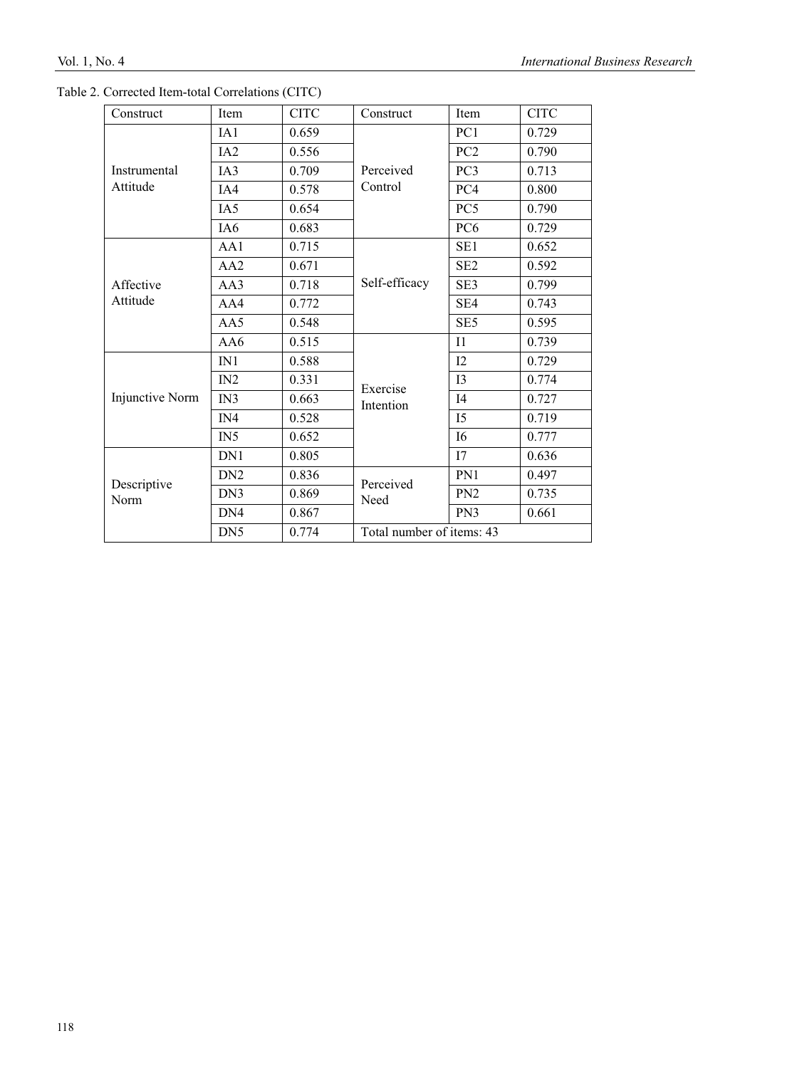Table 2. Corrected Item-total Correlations (CITC)

| Construct | Item | CITC | Construct | Item | CITC |
|---|---|---|---|---|---|
| Instrumental Attitude | IA1 | 0.659 | Perceived Control | PC1 | 0.729 |
| | IA2 | 0.556 | | PC2 | 0.790 |
| | IA3 | 0.709 | | PC3 | 0.713 |
| | IA4 | 0.578 | | PC4 | 0.800 |
| | IA5 | 0.654 | | PC5 | 0.790 |
| | IA6 | 0.683 | | PC6 | 0.729 |
| Affective Attitude | AA1 | 0.715 | Self-efficacy | SE1 | 0.652 |
| | AA2 | 0.671 | | SE2 | 0.592 |
| | AA3 | 0.718 | | SE3 | 0.799 |
| | AA4 | 0.772 | | SE4 | 0.743 |
| | AA5 | 0.548 | | SE5 | 0.595 |
| | AA6 | 0.515 | Exercise Intention | I1 | 0.739 |
| Injunctive Norm | IN1 | 0.588 | | I2 | 0.729 |
| | IN2 | 0.331 | | I3 | 0.774 |
| | IN3 | 0.663 | | I4 | 0.727 |
| | IN4 | 0.528 | | I5 | 0.719 |
| | IN5 | 0.652 | | I6 | 0.777 |
| Descriptive Norm | DN1 | 0.805 | | I7 | 0.636 |
| | DN2 | 0.836 | Perceived Need | PN1 | 0.497 |
| | DN3 | 0.869 | | PN2 | 0.735 |
| | DN4 | 0.867 | | PN3 | 0.661 |
| | DN5 | 0.774 | Total number of items: 43 | | |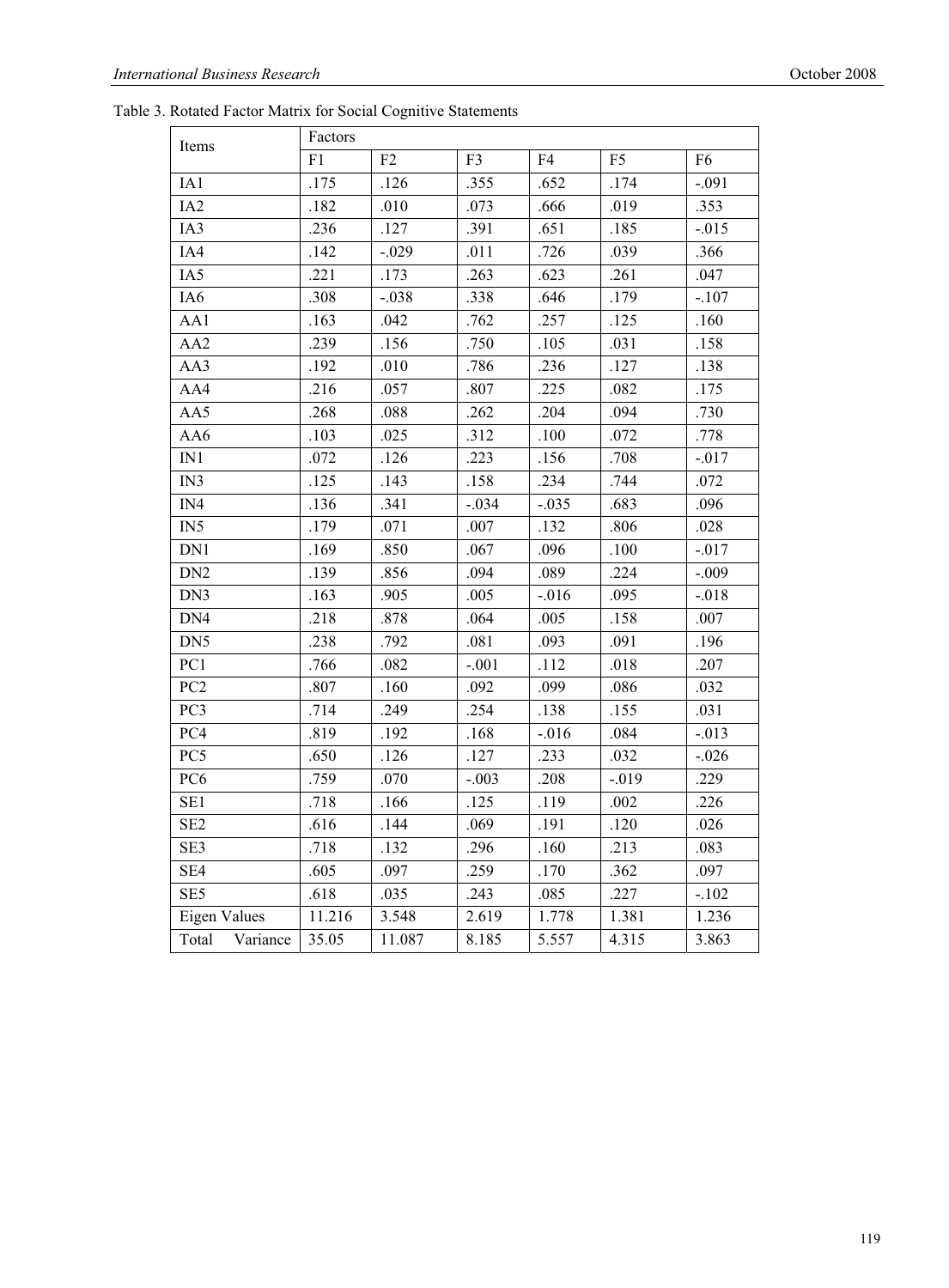Table 3. Rotated Factor Matrix for Social Cognitive Statements

| Items | Factors | | | | | |
|---|---|---|---|---|---|---|
| | F1 | F2 | F3 | F4 | F5 | F6 |
| IA1 | .175 | .126 | .355 | .652 | .174 | -.091 |
| IA2 | .182 | .010 | .073 | .666 | .019 | .353 |
| IA3 | .236 | .127 | .391 | .651 | .185 | -.015 |
| IA4 | .142 | -.029 | .011 | .726 | .039 | .366 |
| IA5 | .221 | .173 | .263 | .623 | .261 | .047 |
| IA6 | .308 | -.038 | .338 | .646 | .179 | -.107 |
| AA1 | .163 | .042 | .762 | .257 | .125 | .160 |
| AA2 | .239 | .156 | .750 | .105 | .031 | .158 |
| AA3 | .192 | .010 | .786 | .236 | .127 | .138 |
| AA4 | .216 | .057 | .807 | .225 | .082 | .175 |
| AA5 | .268 | .088 | .262 | .204 | .094 | .730 |
| AA6 | .103 | .025 | .312 | .100 | .072 | .778 |
| IN1 | .072 | .126 | .223 | .156 | .708 | -.017 |
| IN3 | .125 | .143 | .158 | .234 | .744 | .072 |
| IN4 | .136 | .341 | -.034 | -.035 | .683 | .096 |
| IN5 | .179 | .071 | .007 | .132 | .806 | .028 |
| DN1 | .169 | .850 | .067 | .096 | .100 | -.017 |
| DN2 | .139 | .856 | .094 | .089 | .224 | -.009 |
| DN3 | .163 | .905 | .005 | -.016 | .095 | -.018 |
| DN4 | .218 | .878 | .064 | .005 | .158 | .007 |
| DN5 | .238 | .792 | .081 | .093 | .091 | .196 |
| PC1 | .766 | .082 | -.001 | .112 | .018 | .207 |
| PC2 | .807 | .160 | .092 | .099 | .086 | .032 |
| PC3 | .714 | .249 | .254 | .138 | .155 | .031 |
| PC4 | .819 | .192 | .168 | -.016 | .084 | -.013 |
| PC5 | .650 | .126 | .127 | .233 | .032 | -.026 |
| PC6 | .759 | .070 | -.003 | .208 | -.019 | .229 |
| SE1 | .718 | .166 | .125 | .119 | .002 | .226 |
| SE2 | .616 | .144 | .069 | .191 | .120 | .026 |
| SE3 | .718 | .132 | .296 | .160 | .213 | .083 |
| SE4 | .605 | .097 | .259 | .170 | .362 | .097 |
| SE5 | .618 | .035 | .243 | .085 | .227 | -.102 |
| Eigen Values | 11.216 | 3.548 | 2.619 | 1.778 | 1.381 | 1.236 |
| Total Variance | 35.05 | 11.087 | 8.185 | 5.557 | 4.315 | 3.863 |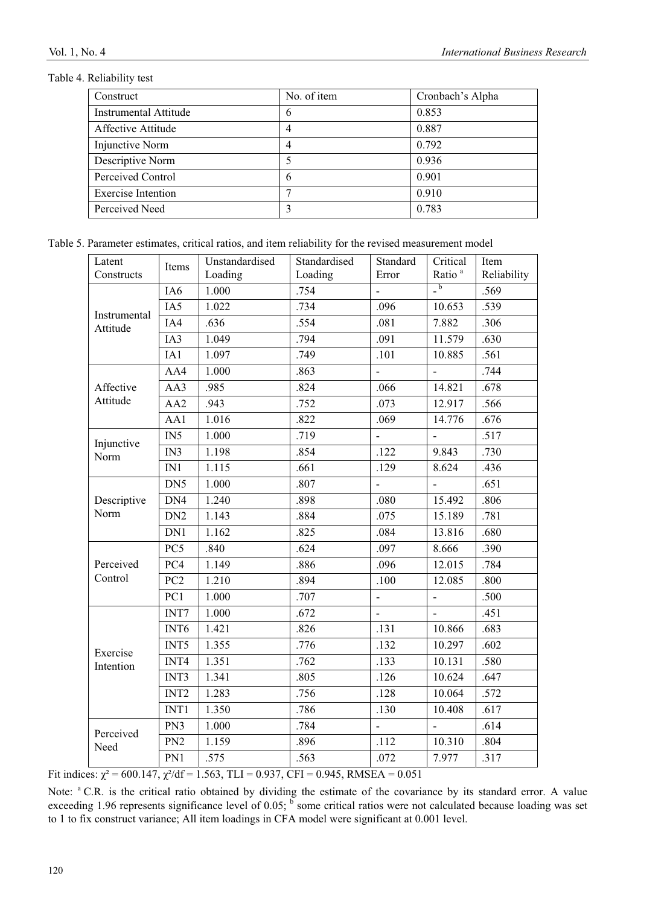Table 4. Reliability test

| Construct | No. of item | Cronbach's Alpha |
|---|---|---|
| Instrumental Attitude | 6 | 0.853 |
| Affective Attitude | 4 | 0.887 |
| Injunctive Norm | 4 | 0.792 |
| Descriptive Norm | 5 | 0.936 |
| Perceived Control | 6 | 0.901 |
| Exercise Intention | 7 | 0.910 |
| Perceived Need | 3 | 0.783 |

Table 5. Parameter estimates, critical ratios, and item reliability for the revised measurement model

| Latent Constructs | Items | Unstandardised Loading | Standardised Loading | Standard Error | Critical Ratio [a] | Item Reliability |
|---|---|---|---|---|---|---|
| Instrumental Attitude | IA6 | 1.000 | .754 | - | - [b] | .569 |
| | IA5 | 1.022 | .734 | .096 | 10.653 | .539 |
| | IA4 | .636 | .554 | .081 | 7.882 | .306 |
| | IA3 | 1.049 | .794 | .091 | 11.579 | .630 |
| | IA1 | 1.097 | .749 | .101 | 10.885 | .561 |
| Affective Attitude | AA4 | 1.000 | .863 | - | - | .744 |
| | AA3 | .985 | .824 | .066 | 14.821 | .678 |
| | AA2 | .943 | .752 | .073 | 12.917 | .566 |
| | AA1 | 1.016 | .822 | .069 | 14.776 | .676 |
| Injunctive Norm | IN5 | 1.000 | .719 | - | - | .517 |
| | IN3 | 1.198 | .854 | .122 | 9.843 | .730 |
| | IN1 | 1.115 | .661 | .129 | 8.624 | .436 |
| Descriptive Norm | DN5 | 1.000 | .807 | - | - | .651 |
| | DN4 | 1.240 | .898 | .080 | 15.492 | .806 |
| | DN2 | 1.143 | .884 | .075 | 15.189 | .781 |
| | DN1 | 1.162 | .825 | .084 | 13.816 | .680 |
| Perceived Control | PC5 | .840 | .624 | .097 | 8.666 | .390 |
| | PC4 | 1.149 | .886 | .096 | 12.015 | .784 |
| | PC2 | 1.210 | .894 | .100 | 12.085 | .800 |
| | PC1 | 1.000 | .707 | - | - | .500 |
| Exercise Intention | INT7 | 1.000 | .672 | - | - | .451 |
| | INT6 | 1.421 | .826 | .131 | 10.866 | .683 |
| | INT5 | 1.355 | .776 | .132 | 10.297 | .602 |
| | INT4 | 1.351 | .762 | .133 | 10.131 | .580 |
| | INT3 | 1.341 | .805 | .126 | 10.624 | .647 |
| | INT2 | 1.283 | .756 | .128 | 10.064 | .572 |
| | INT1 | 1.350 | .786 | .130 | 10.408 | .617 |
| Perceived Need | PN3 | 1.000 | .784 | - | - | .614 |
| | PN2 | 1.159 | .896 | .112 | 10.310 | .804 |
| | PN1 | .575 | .563 | .072 | 7.977 | .317 |

Fit indices: $\chi^2$ = 600.147, $\chi^2/df$ = 1.563, TLI = 0.937, CFI = 0.945, RMSEA = 0.051

Note: [a] C.R. is the critical ratio obtained by dividing the estimate of the covariance by its standard error. A value exceeding 1.96 represents significance level of 0.05; [b] some critical ratios were not calculated because loading was set to 1 to fix construct variance; All item loadings in CFA model were significant at 0.001 level.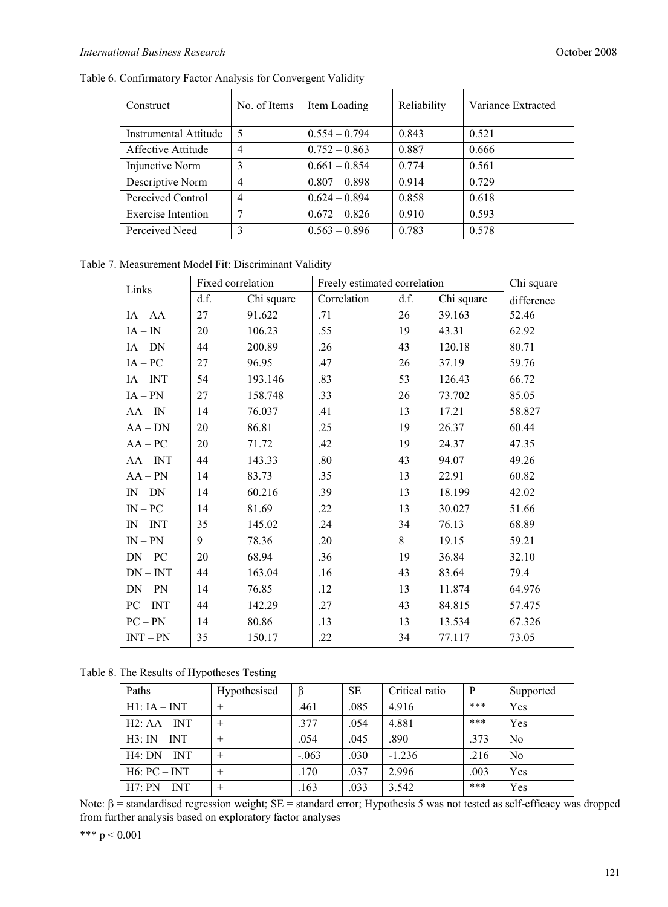Table 6. Confirmatory Factor Analysis for Convergent Validity

| Construct | No. of Items | Item Loading | Reliability | Variance Extracted |
|---|---|---|---|---|
| Instrumental Attitude | 5 | 0.554 – 0.794 | 0.843 | 0.521 |
| Affective Attitude | 4 | 0.752 – 0.863 | 0.887 | 0.666 |
| Injunctive Norm | 3 | 0.661 – 0.854 | 0.774 | 0.561 |
| Descriptive Norm | 4 | 0.807 – 0.898 | 0.914 | 0.729 |
| Perceived Control | 4 | 0.624 – 0.894 | 0.858 | 0.618 |
| Exercise Intention | 7 | 0.672 – 0.826 | 0.910 | 0.593 |
| Perceived Need | 3 | 0.563 – 0.896 | 0.783 | 0.578 |

Table 7. Measurement Model Fit: Discriminant Validity

| Links | Fixed correlation | | Freely estimated correlation | | | Chi square |
|---|---|---|---|---|---|---|
| | d.f. | Chi square | Correlation | d.f. | Chi square | difference |
| IA – AA | 27 | 91.622 | .71 | 26 | 39.163 | 52.46 |
| IA – IN | 20 | 106.23 | .55 | 19 | 43.31 | 62.92 |
| IA – DN | 44 | 200.89 | .26 | 43 | 120.18 | 80.71 |
| IA – PC | 27 | 96.95 | .47 | 26 | 37.19 | 59.76 |
| IA – INT | 54 | 193.146 | .83 | 53 | 126.43 | 66.72 |
| IA – PN | 27 | 158.748 | .33 | 26 | 73.702 | 85.05 |
| AA – IN | 14 | 76.037 | .41 | 13 | 17.21 | 58.827 |
| AA – DN | 20 | 86.81 | .25 | 19 | 26.37 | 60.44 |
| AA – PC | 20 | 71.72 | .42 | 19 | 24.37 | 47.35 |
| AA – INT | 44 | 143.33 | .80 | 43 | 94.07 | 49.26 |
| AA – PN | 14 | 83.73 | .35 | 13 | 22.91 | 60.82 |
| IN – DN | 14 | 60.216 | .39 | 13 | 18.199 | 42.02 |
| IN – PC | 14 | 81.69 | .22 | 13 | 30.027 | 51.66 |
| IN – INT | 35 | 145.02 | .24 | 34 | 76.13 | 68.89 |
| IN – PN | 9 | 78.36 | .20 | 8 | 19.15 | 59.21 |
| DN – PC | 20 | 68.94 | .36 | 19 | 36.84 | 32.10 |
| DN – INT | 44 | 163.04 | .16 | 43 | 83.64 | 79.4 |
| DN – PN | 14 | 76.85 | .12 | 13 | 11.874 | 64.976 |
| PC – INT | 44 | 142.29 | .27 | 43 | 84.815 | 57.475 |
| PC – PN | 14 | 80.86 | .13 | 13 | 13.534 | 67.326 |
| INT – PN | 35 | 150.17 | .22 | 34 | 77.117 | 73.05 |

Table 8. The Results of Hypotheses Testing

| Paths | Hypothesised | β | SE | Critical ratio | P | Supported |
|---|---|---|---|---|---|---|
| H1: IA – INT | + | .461 | .085 | 4.916 | *** | Yes |
| H2: AA – INT | + | .377 | .054 | 4.881 | *** | Yes |
| H3: IN – INT | + | .054 | .045 | .890 | .373 | No |
| H4: DN – INT | + | -.063 | .030 | -1.236 | .216 | No |
| H6: PC – INT | + | .170 | .037 | 2.996 | .003 | Yes |
| H7: PN – INT | + | .163 | .033 | 3.542 | *** | Yes |

Note: β = standardised regression weight; SE = standard error; Hypothesis 5 was not tested as self-efficacy was dropped from further analysis based on exploratory factor analyses

*** $p < 0.001$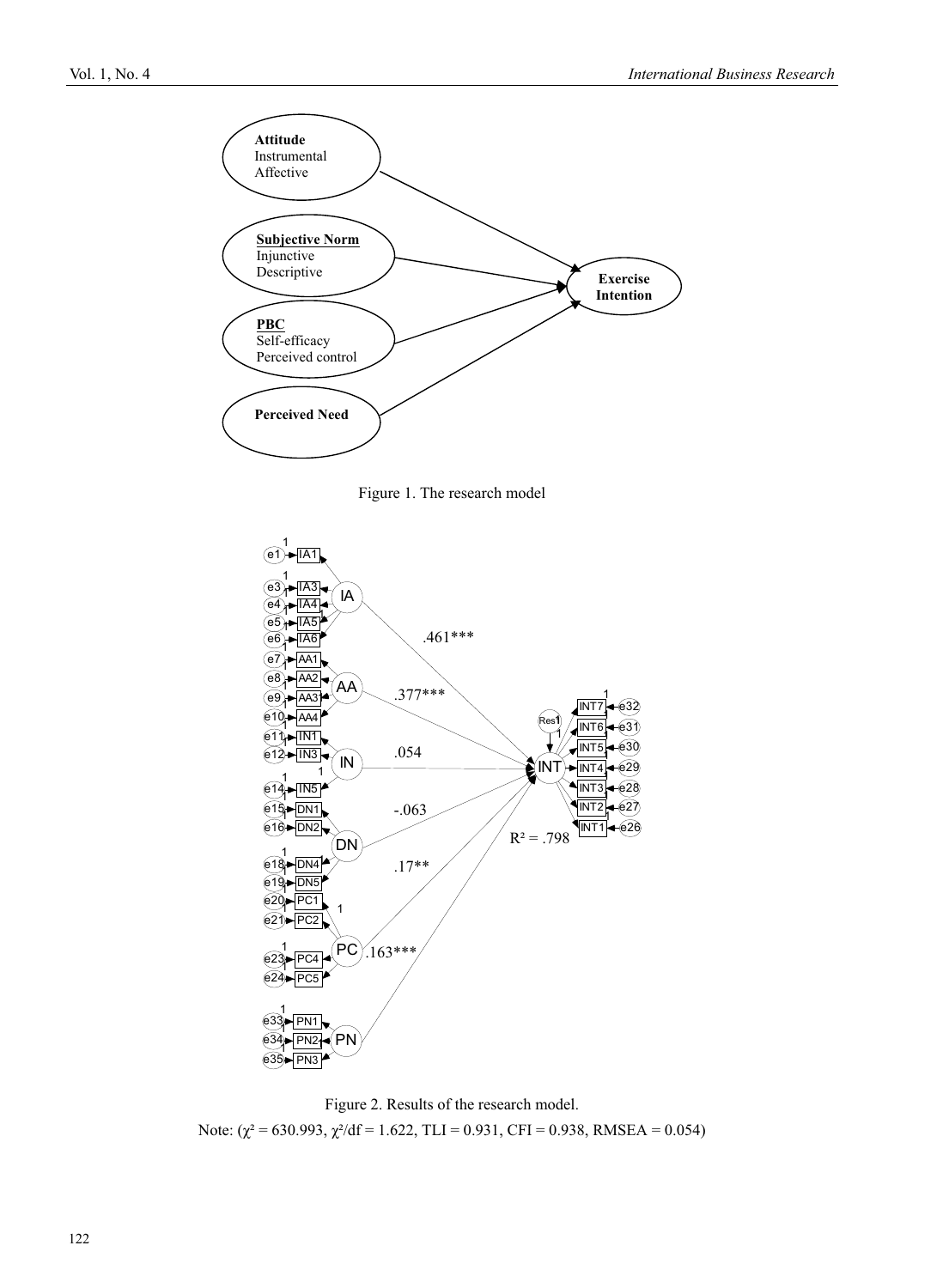Attitude
Instrumental
Affective

Subjective Norm
Injunctive
Descriptive

PBC
Self-efficacy
Perceived control

Perceived Need

Exercise Intention

Figure 1. The research model

e1 IA1
e3 IA3
e4 IA4
e5 IA5
e6 IA6
e7 AA1
e8 AA2
e9 AA3
e10 AA4
e11 IN1
e12 IN3
e14 IN5
e15 DN1
e16 DN2
e18 DN4
e19 DN5
e20 PC1
e21 PC2
e23 PC4
e24 PC5
e33 PN1
e34 PN2
e35 PN3

IA
AA
IN
DN
PC
PN

.461***
.377***
.054
-.063
.17**
.163***

Res
INT
$R^2 = .798$

INT7 e32
INT6 e31
INT5 e30
INT4 e29
INT3 e28
INT2 e27
INT1 e26

Figure 2. Results of the research model.

Note: ($\chi^2 = 630.993$, $\chi^2/df = 1.622$, TLI = 0.931, CFI = 0.938, RMSEA = 0.054)